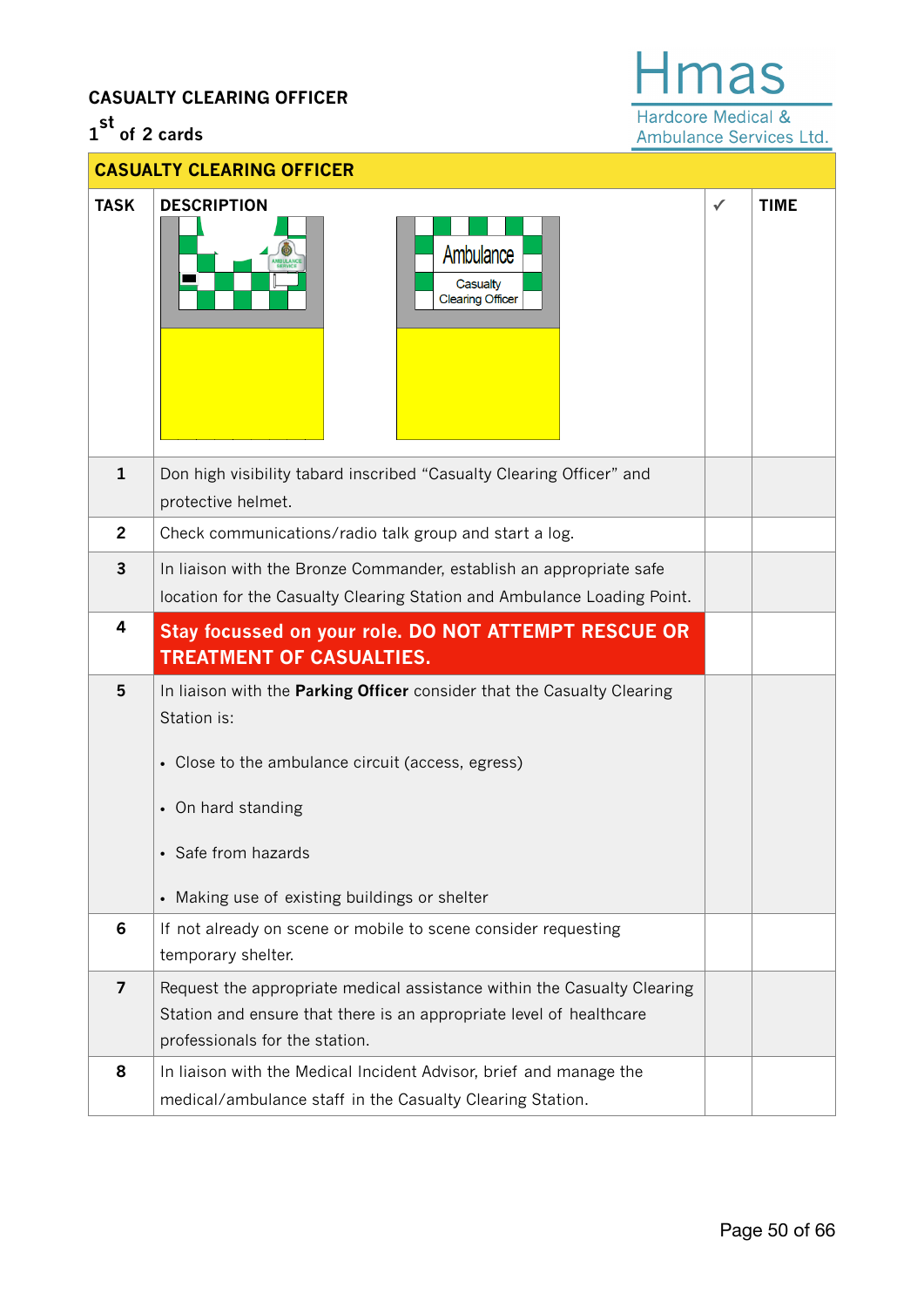**CASUALTY CLEARING OFFICER**

**1st of 2 cards**

Hmas
Hardcore Medical & Ambulance Services Ltd.

| CASUALTY CLEARING OFFICER | | | |
|---|---|---|---|
| **TASK** | **DESCRIPTION** | ✓ | **TIME** |
| | Ambulance Casualty Clearing Officer | | |
| 1 | Don high visibility tabard inscribed "Casualty Clearing Officer" and protective helmet. | | |
| 2 | Check communications/radio talk group and start a log. | | |
| 3 | In liaison with the Bronze Commander, establish an appropriate safe location for the Casualty Clearing Station and Ambulance Loading Point. | | |
| 4 | **Stay focussed on your role. DO NOT ATTEMPT RESCUE OR TREATMENT OF CASUALTIES.** | | |
| 5 | In liaison with the **Parking Officer** consider that the Casualty Clearing Station is:<br>• Close to the ambulance circuit (access, egress)<br>• On hard standing<br>• Safe from hazards<br>• Making use of existing buildings or shelter | | |
| 6 | If not already on scene or mobile to scene consider requesting temporary shelter. | | |
| 7 | Request the appropriate medical assistance within the Casualty Clearing Station and ensure that there is an appropriate level of healthcare professionals for the station. | | |
| 8 | In liaison with the Medical Incident Advisor, brief and manage the medical/ambulance staff in the Casualty Clearing Station. | | |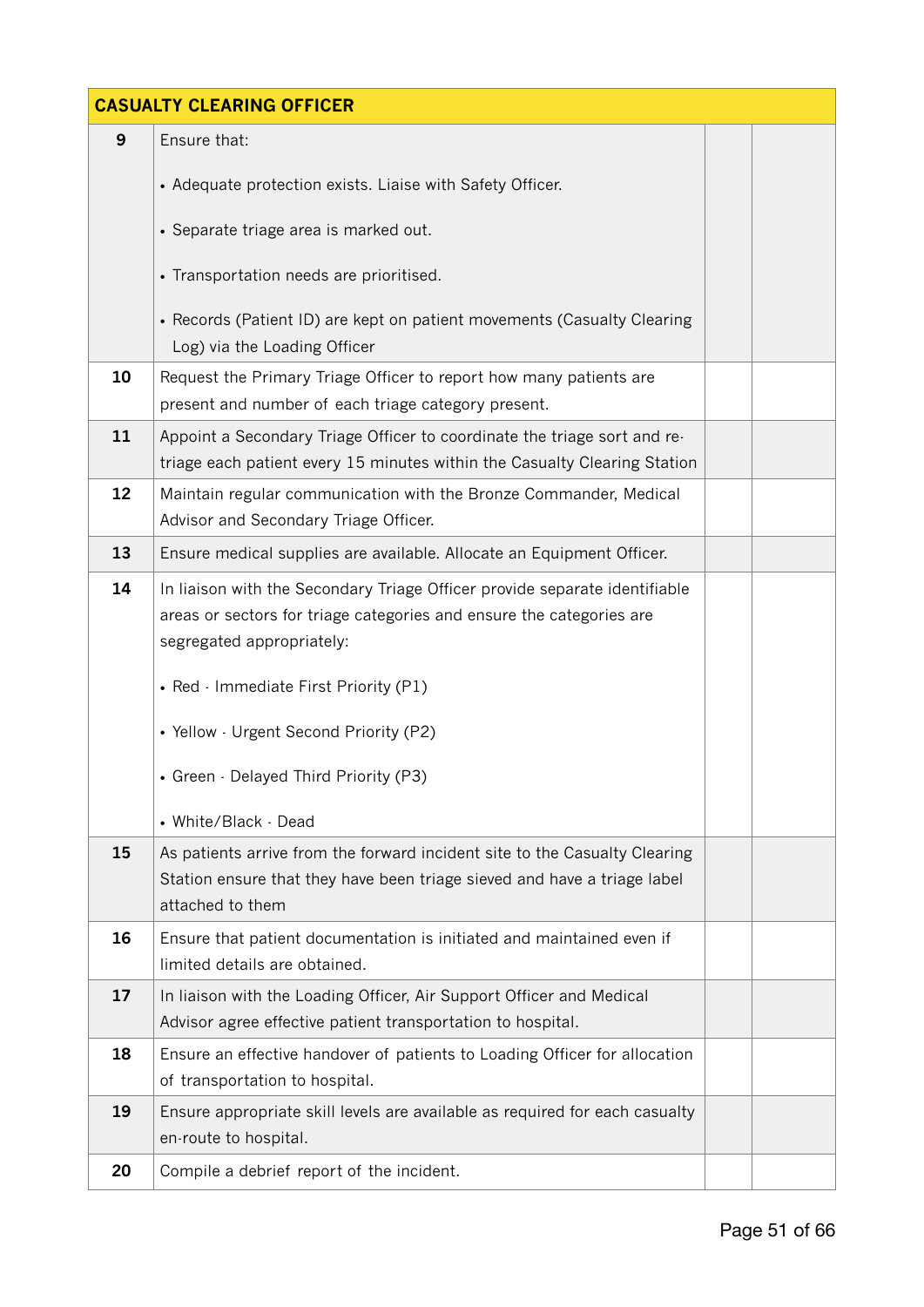| CASUALTY CLEARING OFFICER | | | |
|---|---|---|---|
| **9** | Ensure that:<br><br>• Adequate protection exists. Liaise with Safety Officer.<br><br>• Separate triage area is marked out.<br><br>• Transportation needs are prioritised.<br><br>• Records (Patient ID) are kept on patient movements (Casualty Clearing Log) via the Loading Officer | | |
| **10** | Request the Primary Triage Officer to report how many patients are present and number of each triage category present. | | |
| **11** | Appoint a Secondary Triage Officer to coordinate the triage sort and re-triage each patient every 15 minutes within the Casualty Clearing Station | | |
| **12** | Maintain regular communication with the Bronze Commander, Medical Advisor and Secondary Triage Officer. | | |
| **13** | Ensure medical supplies are available. Allocate an Equipment Officer. | | |
| **14** | In liaison with the Secondary Triage Officer provide separate identifiable areas or sectors for triage categories and ensure the categories are segregated appropriately:<br><br>• Red - Immediate First Priority (P1)<br><br>• Yellow - Urgent Second Priority (P2)<br><br>• Green - Delayed Third Priority (P3)<br><br>• White/Black - Dead | | |
| **15** | As patients arrive from the forward incident site to the Casualty Clearing Station ensure that they have been triage sieved and have a triage label attached to them | | |
| **16** | Ensure that patient documentation is initiated and maintained even if limited details are obtained. | | |
| **17** | In liaison with the Loading Officer, Air Support Officer and Medical Advisor agree effective patient transportation to hospital. | | |
| **18** | Ensure an effective handover of patients to Loading Officer for allocation of transportation to hospital. | | |
| **19** | Ensure appropriate skill levels are available as required for each casualty en-route to hospital. | | |
| **20** | Compile a debrief report of the incident. | | |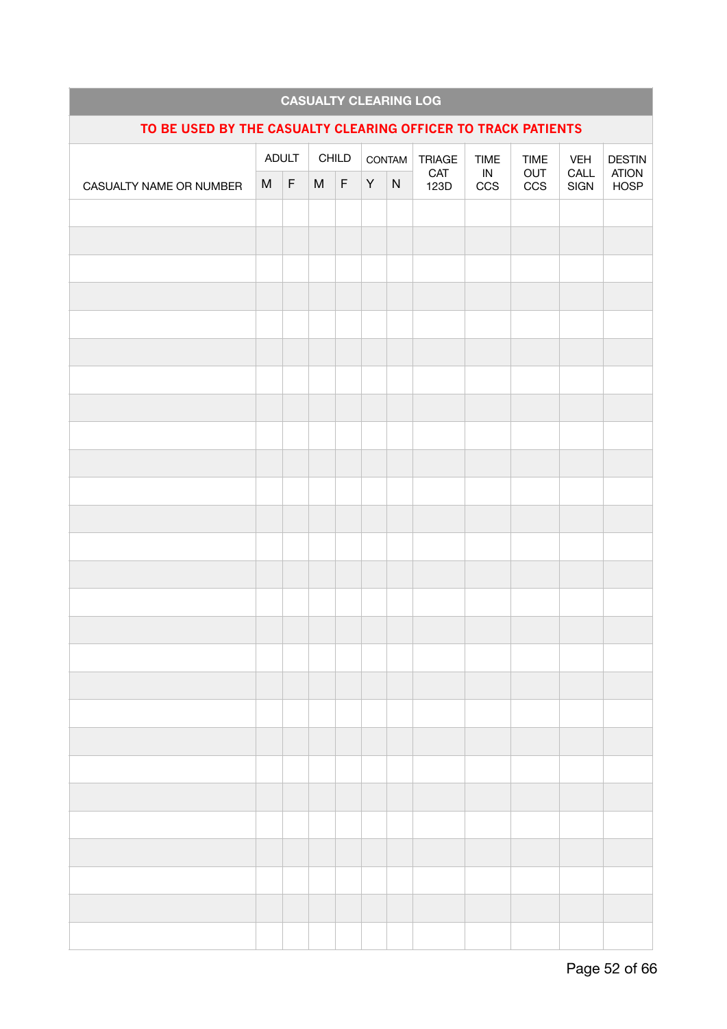## CASUALTY CLEARING LOG

**TO BE USED BY THE CASUALTY CLEARING OFFICER TO TRACK PATIENTS**

| CASUALTY NAME OR NUMBER | ADULT | | CHILD | | CONTAM | | TRIAGE CAT 123D | TIME IN CCS | TIME OUT CCS | VEH CALL SIGN | DESTIN ATION HOSP |
|---|---|---|---|---|---|---|---|---|---|---|---|
| | M | F | M | F | Y | N | | | | | |
| | | | | | | | | | | | |
| | | | | | | | | | | | |
| | | | | | | | | | | | |
| | | | | | | | | | | | |
| | | | | | | | | | | | |
| | | | | | | | | | | | |
| | | | | | | | | | | | |
| | | | | | | | | | | | |
| | | | | | | | | | | | |
| | | | | | | | | | | | |
| | | | | | | | | | | | |
| | | | | | | | | | | | |
| | | | | | | | | | | | |
| | | | | | | | | | | | |
| | | | | | | | | | | | |
| | | | | | | | | | | | |
| | | | | | | | | | | | |
| | | | | | | | | | | | |
| | | | | | | | | | | | |
| | | | | | | | | | | | |
| | | | | | | | | | | | |
| | | | | | | | | | | | |
| | | | | | | | | | | | |
| | | | | | | | | | | | |
| | | | | | | | | | | | |
| | | | | | | | | | | | |
| | | | | | | | | | | | |